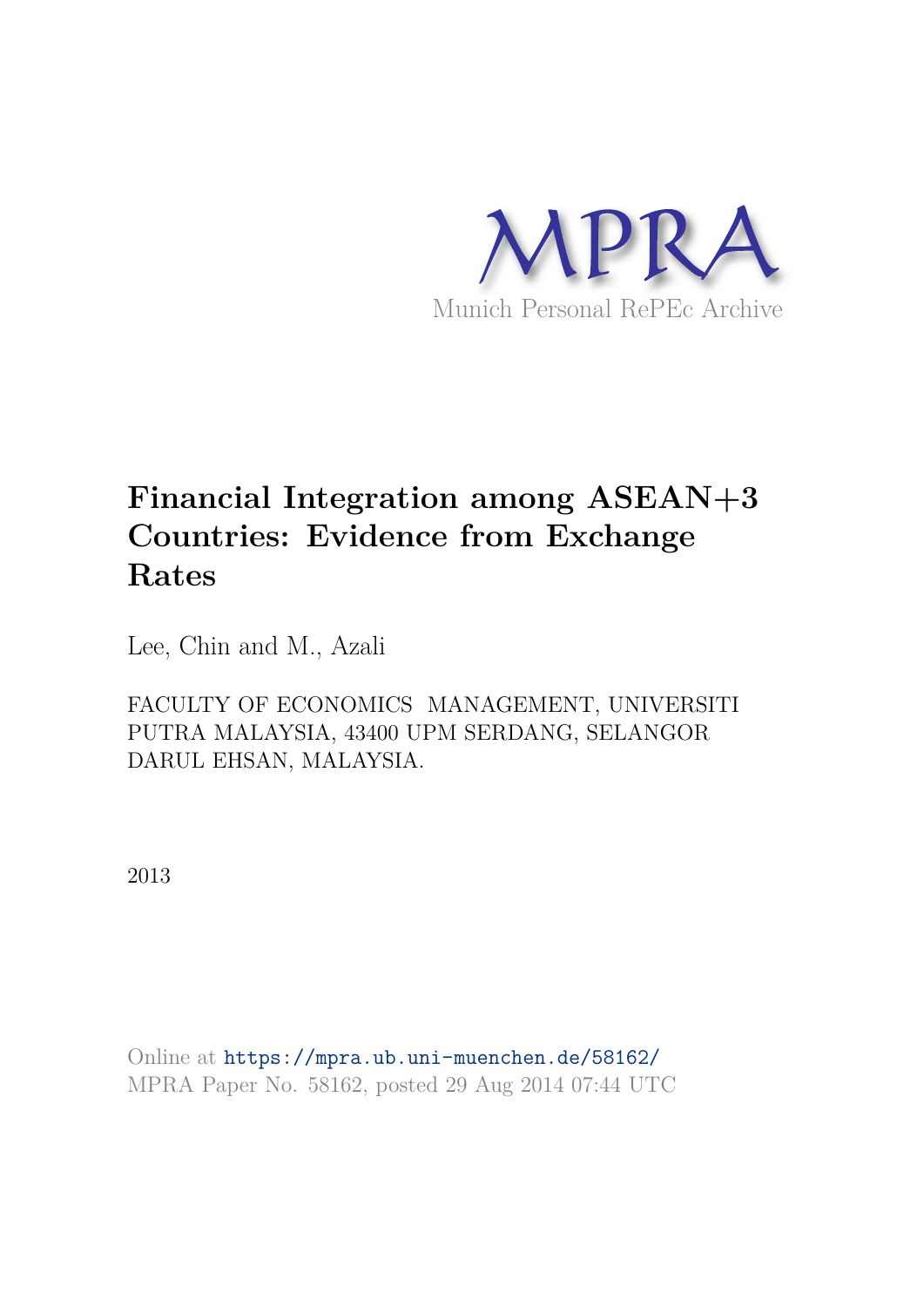MPRA

Munich Personal RePEc Archive

# Financial Integration among ASEAN+3 Countries: Evidence from Exchange Rates

Lee, Chin and M., Azali

FACULTY OF ECONOMICS MANAGEMENT, UNIVERSITI PUTRA MALAYSIA, 43400 UPM SERDANG, SELANGOR DARUL EHSAN, MALAYSIA.

2013

Online at https://mpra.ub.uni-muenchen.de/58162/
MPRA Paper No. 58162, posted 29 Aug 2014 07:44 UTC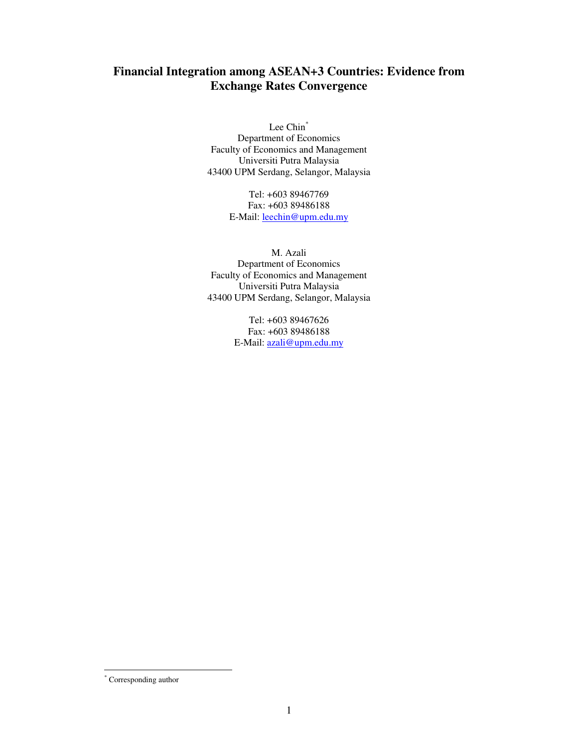# Financial Integration among ASEAN+3 Countries: Evidence from Exchange Rates Convergence

Lee Chin[*]
Department of Economics
Faculty of Economics and Management
Universiti Putra Malaysia
43400 UPM Serdang, Selangor, Malaysia

Tel: +603 89467769
Fax: +603 89486188
E-Mail: leechin@upm.edu.my

M. Azali
Department of Economics
Faculty of Economics and Management
Universiti Putra Malaysia
43400 UPM Serdang, Selangor, Malaysia

Tel: +603 89467626
Fax: +603 89486188
E-Mail: azali@upm.edu.my

---

[*] Corresponding author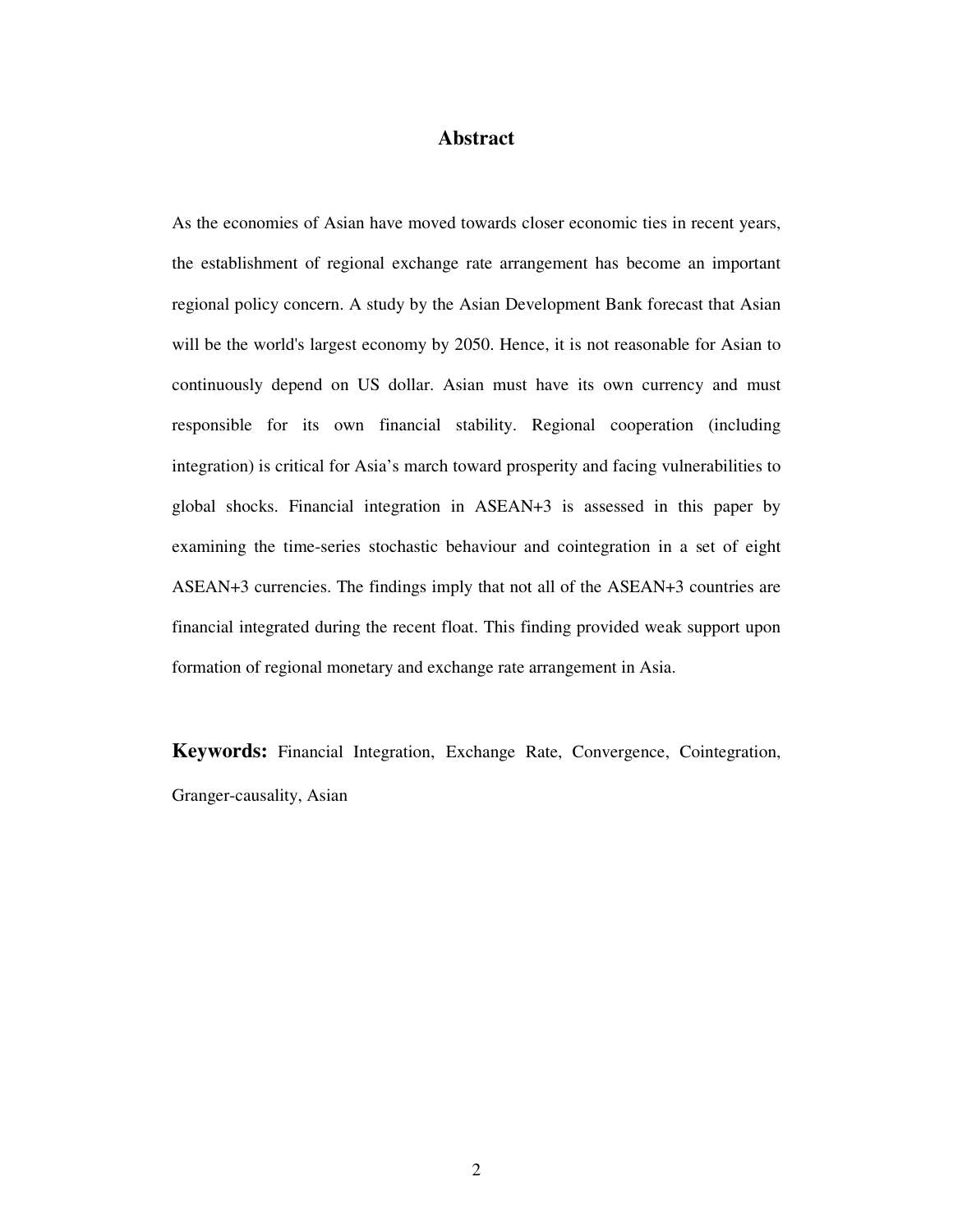# Abstract

As the economies of Asian have moved towards closer economic ties in recent years, the establishment of regional exchange rate arrangement has become an important regional policy concern. A study by the Asian Development Bank forecast that Asian will be the world's largest economy by 2050. Hence, it is not reasonable for Asian to continuously depend on US dollar. Asian must have its own currency and must responsible for its own financial stability. Regional cooperation (including integration) is critical for Asia's march toward prosperity and facing vulnerabilities to global shocks. Financial integration in ASEAN+3 is assessed in this paper by examining the time-series stochastic behaviour and cointegration in a set of eight ASEAN+3 currencies. The findings imply that not all of the ASEAN+3 countries are financial integrated during the recent float. This finding provided weak support upon formation of regional monetary and exchange rate arrangement in Asia.

**Keywords:** Financial Integration, Exchange Rate, Convergence, Cointegration, Granger-causality, Asian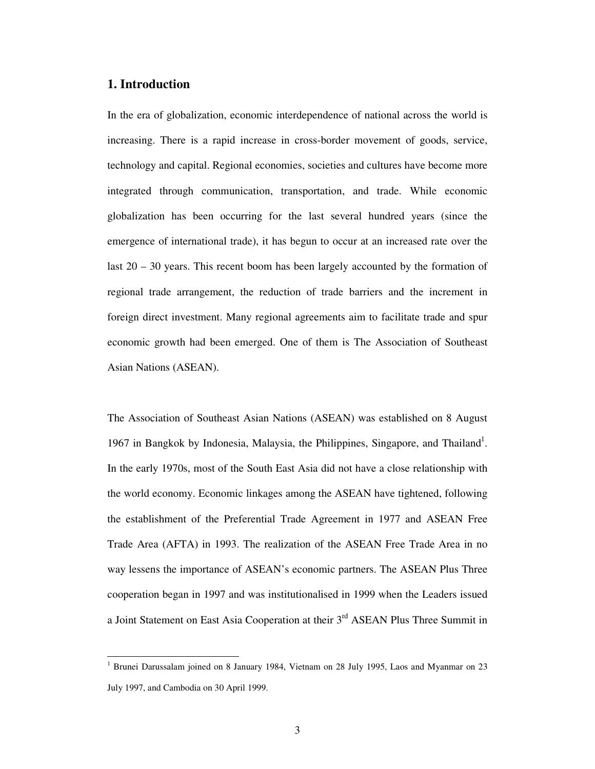## 1. Introduction

In the era of globalization, economic interdependence of national across the world is increasing. There is a rapid increase in cross-border movement of goods, service, technology and capital. Regional economies, societies and cultures have become more integrated through communication, transportation, and trade. While economic globalization has been occurring for the last several hundred years (since the emergence of international trade), it has begun to occur at an increased rate over the last 20 – 30 years. This recent boom has been largely accounted by the formation of regional trade arrangement, the reduction of trade barriers and the increment in foreign direct investment. Many regional agreements aim to facilitate trade and spur economic growth had been emerged. One of them is The Association of Southeast Asian Nations (ASEAN).

The Association of Southeast Asian Nations (ASEAN) was established on 8 August 1967 in Bangkok by Indonesia, Malaysia, the Philippines, Singapore, and Thailand[1]. In the early 1970s, most of the South East Asia did not have a close relationship with the world economy. Economic linkages among the ASEAN have tightened, following the establishment of the Preferential Trade Agreement in 1977 and ASEAN Free Trade Area (AFTA) in 1993. The realization of the ASEAN Free Trade Area in no way lessens the importance of ASEAN's economic partners. The ASEAN Plus Three cooperation began in 1997 and was institutionalised in 1999 when the Leaders issued a Joint Statement on East Asia Cooperation at their 3rd ASEAN Plus Three Summit in

[1] Brunei Darussalam joined on 8 January 1984, Vietnam on 28 July 1995, Laos and Myanmar on 23 July 1997, and Cambodia on 30 April 1999.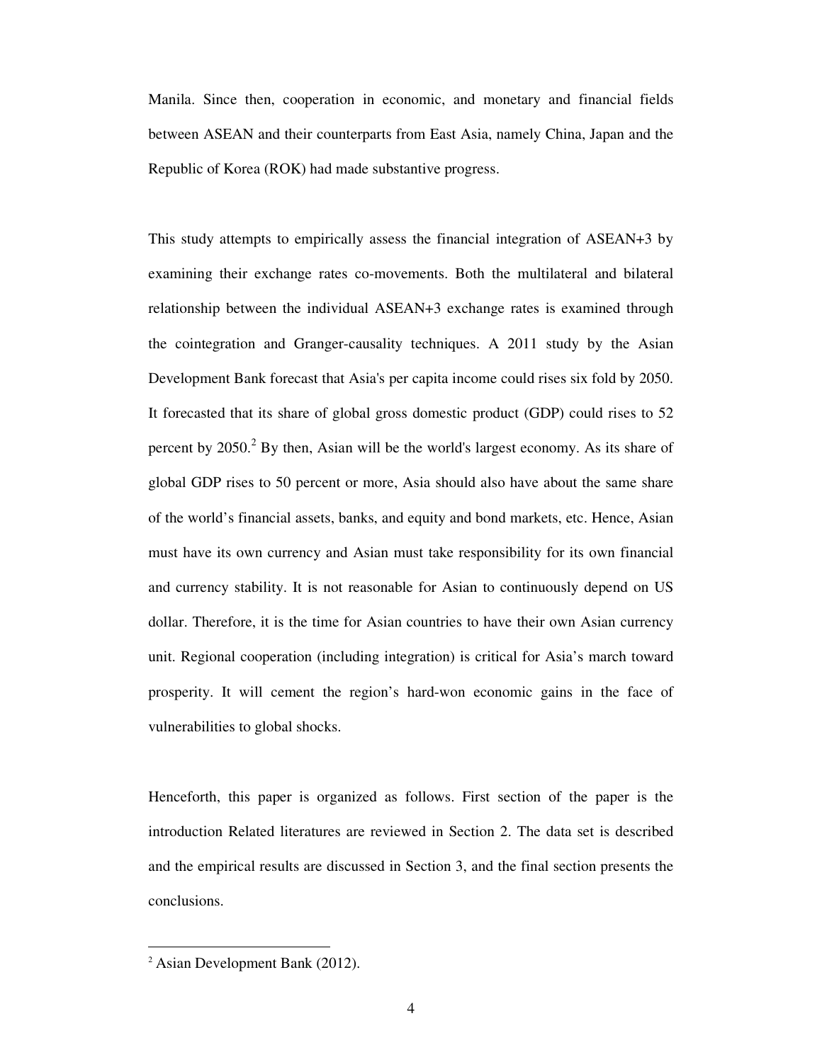Manila. Since then, cooperation in economic, and monetary and financial fields between ASEAN and their counterparts from East Asia, namely China, Japan and the Republic of Korea (ROK) had made substantive progress.

This study attempts to empirically assess the financial integration of ASEAN+3 by examining their exchange rates co-movements. Both the multilateral and bilateral relationship between the individual ASEAN+3 exchange rates is examined through the cointegration and Granger-causality techniques. A 2011 study by the Asian Development Bank forecast that Asia's per capita income could rises six fold by 2050. It forecasted that its share of global gross domestic product (GDP) could rises to 52 percent by 2050.[2] By then, Asian will be the world's largest economy. As its share of global GDP rises to 50 percent or more, Asia should also have about the same share of the world's financial assets, banks, and equity and bond markets, etc. Hence, Asian must have its own currency and Asian must take responsibility for its own financial and currency stability. It is not reasonable for Asian to continuously depend on US dollar. Therefore, it is the time for Asian countries to have their own Asian currency unit. Regional cooperation (including integration) is critical for Asia's march toward prosperity. It will cement the region's hard-won economic gains in the face of vulnerabilities to global shocks.

Henceforth, this paper is organized as follows. First section of the paper is the introduction Related literatures are reviewed in Section 2. The data set is described and the empirical results are discussed in Section 3, and the final section presents the conclusions.

---

[2] Asian Development Bank (2012).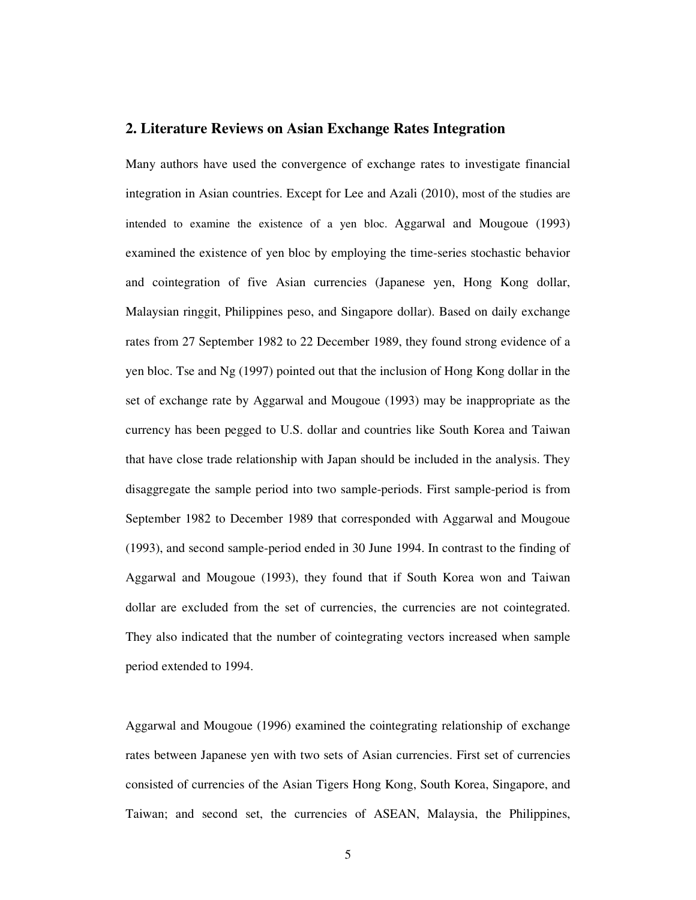## 2. Literature Reviews on Asian Exchange Rates Integration

Many authors have used the convergence of exchange rates to investigate financial integration in Asian countries. Except for Lee and Azali (2010), most of the studies are intended to examine the existence of a yen bloc. Aggarwal and Mougoue (1993) examined the existence of yen bloc by employing the time-series stochastic behavior and cointegration of five Asian currencies (Japanese yen, Hong Kong dollar, Malaysian ringgit, Philippines peso, and Singapore dollar). Based on daily exchange rates from 27 September 1982 to 22 December 1989, they found strong evidence of a yen bloc. Tse and Ng (1997) pointed out that the inclusion of Hong Kong dollar in the set of exchange rate by Aggarwal and Mougoue (1993) may be inappropriate as the currency has been pegged to U.S. dollar and countries like South Korea and Taiwan that have close trade relationship with Japan should be included in the analysis. They disaggregate the sample period into two sample-periods. First sample-period is from September 1982 to December 1989 that corresponded with Aggarwal and Mougoue (1993), and second sample-period ended in 30 June 1994. In contrast to the finding of Aggarwal and Mougoue (1993), they found that if South Korea won and Taiwan dollar are excluded from the set of currencies, the currencies are not cointegrated. They also indicated that the number of cointegrating vectors increased when sample period extended to 1994.

Aggarwal and Mougoue (1996) examined the cointegrating relationship of exchange rates between Japanese yen with two sets of Asian currencies. First set of currencies consisted of currencies of the Asian Tigers Hong Kong, South Korea, Singapore, and Taiwan; and second set, the currencies of ASEAN, Malaysia, the Philippines,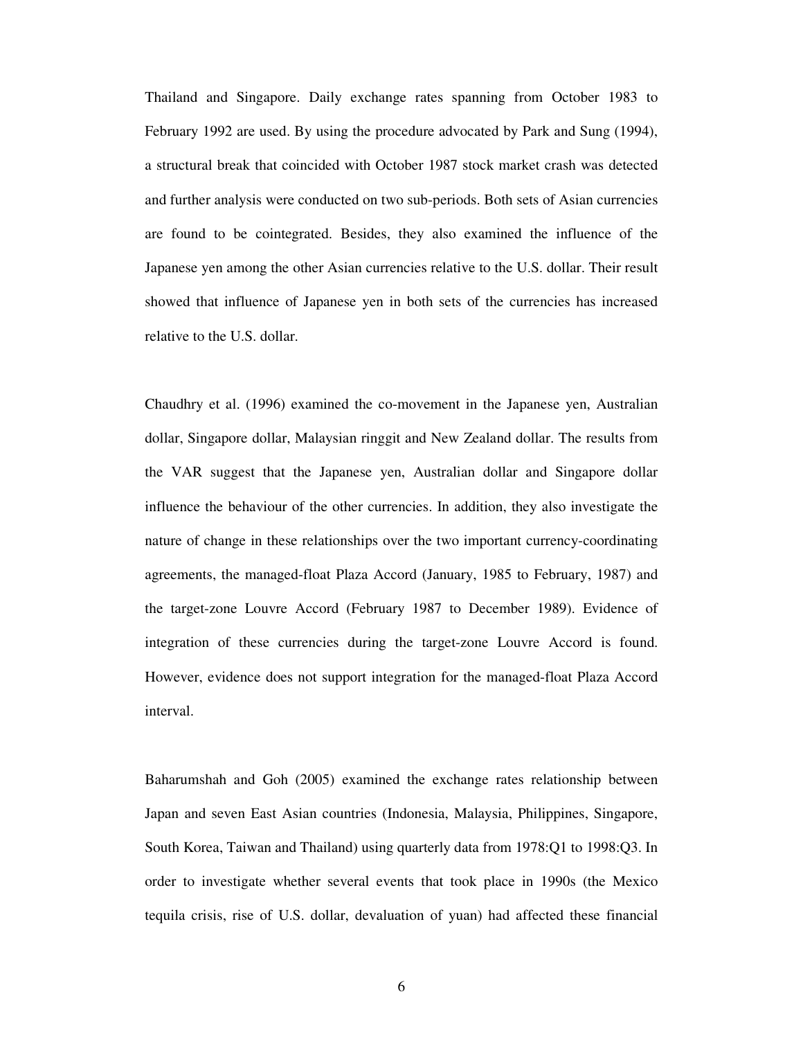Thailand and Singapore. Daily exchange rates spanning from October 1983 to February 1992 are used. By using the procedure advocated by Park and Sung (1994), a structural break that coincided with October 1987 stock market crash was detected and further analysis were conducted on two sub-periods. Both sets of Asian currencies are found to be cointegrated. Besides, they also examined the influence of the Japanese yen among the other Asian currencies relative to the U.S. dollar. Their result showed that influence of Japanese yen in both sets of the currencies has increased relative to the U.S. dollar.

Chaudhry et al. (1996) examined the co-movement in the Japanese yen, Australian dollar, Singapore dollar, Malaysian ringgit and New Zealand dollar. The results from the VAR suggest that the Japanese yen, Australian dollar and Singapore dollar influence the behaviour of the other currencies. In addition, they also investigate the nature of change in these relationships over the two important currency-coordinating agreements, the managed-float Plaza Accord (January, 1985 to February, 1987) and the target-zone Louvre Accord (February 1987 to December 1989). Evidence of integration of these currencies during the target-zone Louvre Accord is found. However, evidence does not support integration for the managed-float Plaza Accord interval.

Baharumshah and Goh (2005) examined the exchange rates relationship between Japan and seven East Asian countries (Indonesia, Malaysia, Philippines, Singapore, South Korea, Taiwan and Thailand) using quarterly data from 1978:Q1 to 1998:Q3. In order to investigate whether several events that took place in 1990s (the Mexico tequila crisis, rise of U.S. dollar, devaluation of yuan) had affected these financial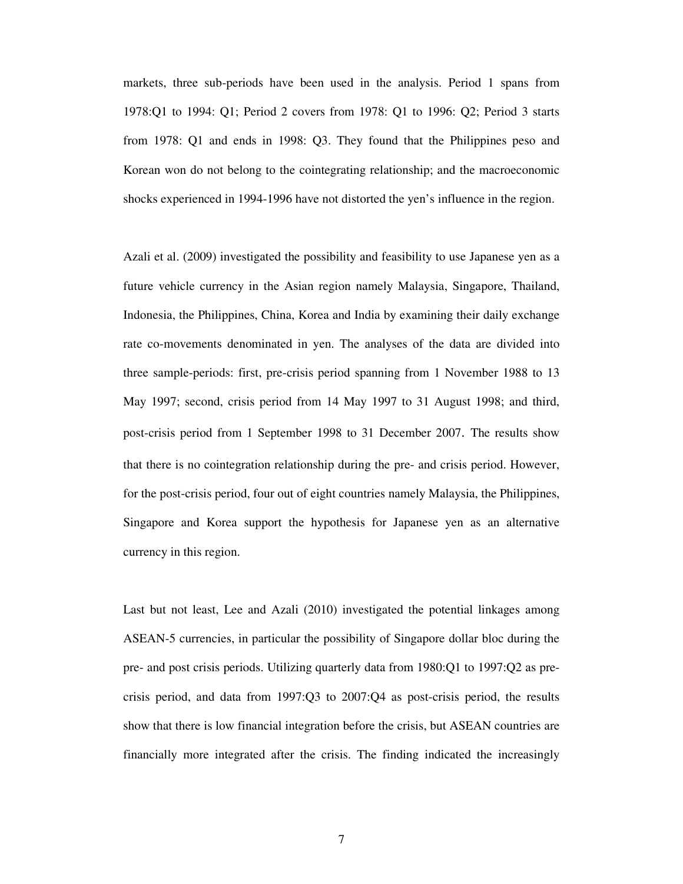markets, three sub-periods have been used in the analysis. Period 1 spans from 1978:Q1 to 1994: Q1; Period 2 covers from 1978: Q1 to 1996: Q2; Period 3 starts from 1978: Q1 and ends in 1998: Q3. They found that the Philippines peso and Korean won do not belong to the cointegrating relationship; and the macroeconomic shocks experienced in 1994-1996 have not distorted the yen's influence in the region.

Azali et al. (2009) investigated the possibility and feasibility to use Japanese yen as a future vehicle currency in the Asian region namely Malaysia, Singapore, Thailand, Indonesia, the Philippines, China, Korea and India by examining their daily exchange rate co-movements denominated in yen. The analyses of the data are divided into three sample-periods: first, pre-crisis period spanning from 1 November 1988 to 13 May 1997; second, crisis period from 14 May 1997 to 31 August 1998; and third, post-crisis period from 1 September 1998 to 31 December 2007. The results show that there is no cointegration relationship during the pre- and crisis period. However, for the post-crisis period, four out of eight countries namely Malaysia, the Philippines, Singapore and Korea support the hypothesis for Japanese yen as an alternative currency in this region.

Last but not least, Lee and Azali (2010) investigated the potential linkages among ASEAN-5 currencies, in particular the possibility of Singapore dollar bloc during the pre- and post crisis periods. Utilizing quarterly data from 1980:Q1 to 1997:Q2 as pre-crisis period, and data from 1997:Q3 to 2007:Q4 as post-crisis period, the results show that there is low financial integration before the crisis, but ASEAN countries are financially more integrated after the crisis. The finding indicated the increasingly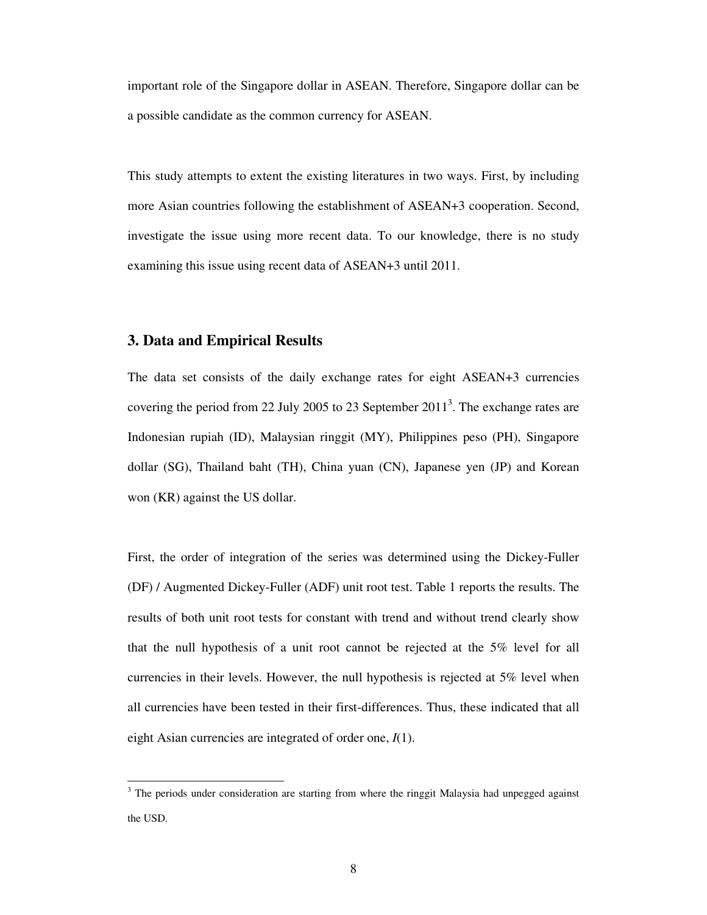important role of the Singapore dollar in ASEAN. Therefore, Singapore dollar can be a possible candidate as the common currency for ASEAN.

This study attempts to extent the existing literatures in two ways. First, by including more Asian countries following the establishment of ASEAN+3 cooperation. Second, investigate the issue using more recent data. To our knowledge, there is no study examining this issue using recent data of ASEAN+3 until 2011.

## 3. Data and Empirical Results

The data set consists of the daily exchange rates for eight ASEAN+3 currencies covering the period from 22 July 2005 to 23 September 2011[3]. The exchange rates are Indonesian rupiah (ID), Malaysian ringgit (MY), Philippines peso (PH), Singapore dollar (SG), Thailand baht (TH), China yuan (CN), Japanese yen (JP) and Korean won (KR) against the US dollar.

First, the order of integration of the series was determined using the Dickey-Fuller (DF) / Augmented Dickey-Fuller (ADF) unit root test. Table 1 reports the results. The results of both unit root tests for constant with trend and without trend clearly show that the null hypothesis of a unit root cannot be rejected at the 5% level for all currencies in their levels. However, the null hypothesis is rejected at 5% level when all currencies have been tested in their first-differences. Thus, these indicated that all eight Asian currencies are integrated of order one, $I(1)$.

[3] The periods under consideration are starting from where the ringgit Malaysia had unpegged against the USD.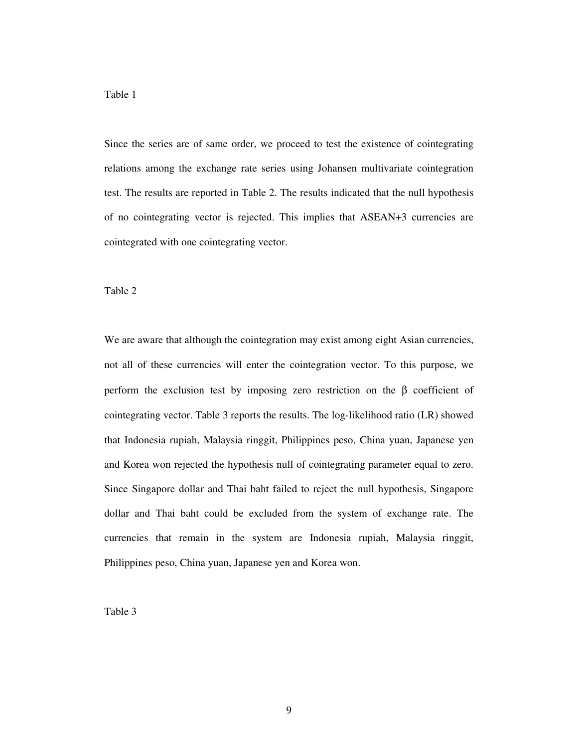Table 1

Since the series are of same order, we proceed to test the existence of cointegrating relations among the exchange rate series using Johansen multivariate cointegration test. The results are reported in Table 2. The results indicated that the null hypothesis of no cointegrating vector is rejected. This implies that ASEAN+3 currencies are cointegrated with one cointegrating vector.

Table 2

We are aware that although the cointegration may exist among eight Asian currencies, not all of these currencies will enter the cointegration vector. To this purpose, we perform the exclusion test by imposing zero restriction on the $\beta$ coefficient of cointegrating vector. Table 3 reports the results. The log-likelihood ratio (LR) showed that Indonesia rupiah, Malaysia ringgit, Philippines peso, China yuan, Japanese yen and Korea won rejected the hypothesis null of cointegrating parameter equal to zero. Since Singapore dollar and Thai baht failed to reject the null hypothesis, Singapore dollar and Thai baht could be excluded from the system of exchange rate. The currencies that remain in the system are Indonesia rupiah, Malaysia ringgit, Philippines peso, China yuan, Japanese yen and Korea won.

Table 3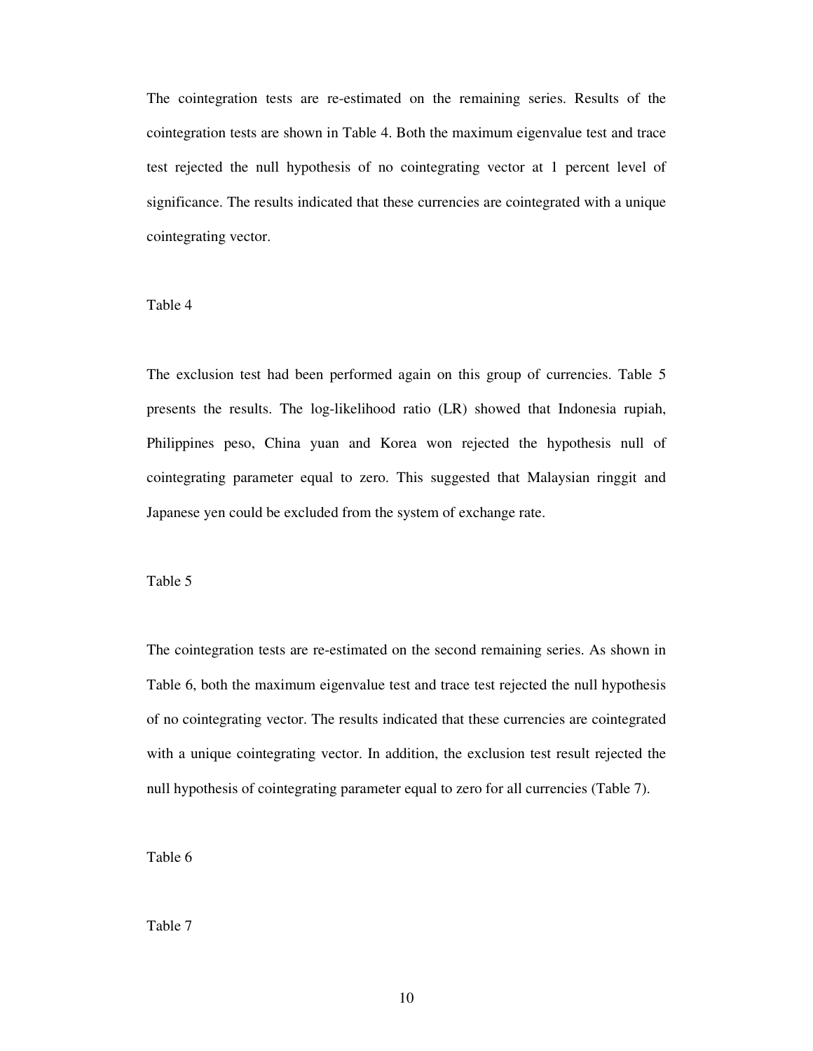The cointegration tests are re-estimated on the remaining series. Results of the cointegration tests are shown in Table 4. Both the maximum eigenvalue test and trace test rejected the null hypothesis of no cointegrating vector at 1 percent level of significance. The results indicated that these currencies are cointegrated with a unique cointegrating vector.

Table 4

The exclusion test had been performed again on this group of currencies. Table 5 presents the results. The log-likelihood ratio (LR) showed that Indonesia rupiah, Philippines peso, China yuan and Korea won rejected the hypothesis null of cointegrating parameter equal to zero. This suggested that Malaysian ringgit and Japanese yen could be excluded from the system of exchange rate.

Table 5

The cointegration tests are re-estimated on the second remaining series. As shown in Table 6, both the maximum eigenvalue test and trace test rejected the null hypothesis of no cointegrating vector. The results indicated that these currencies are cointegrated with a unique cointegrating vector. In addition, the exclusion test result rejected the null hypothesis of cointegrating parameter equal to zero for all currencies (Table 7).

Table 6

Table 7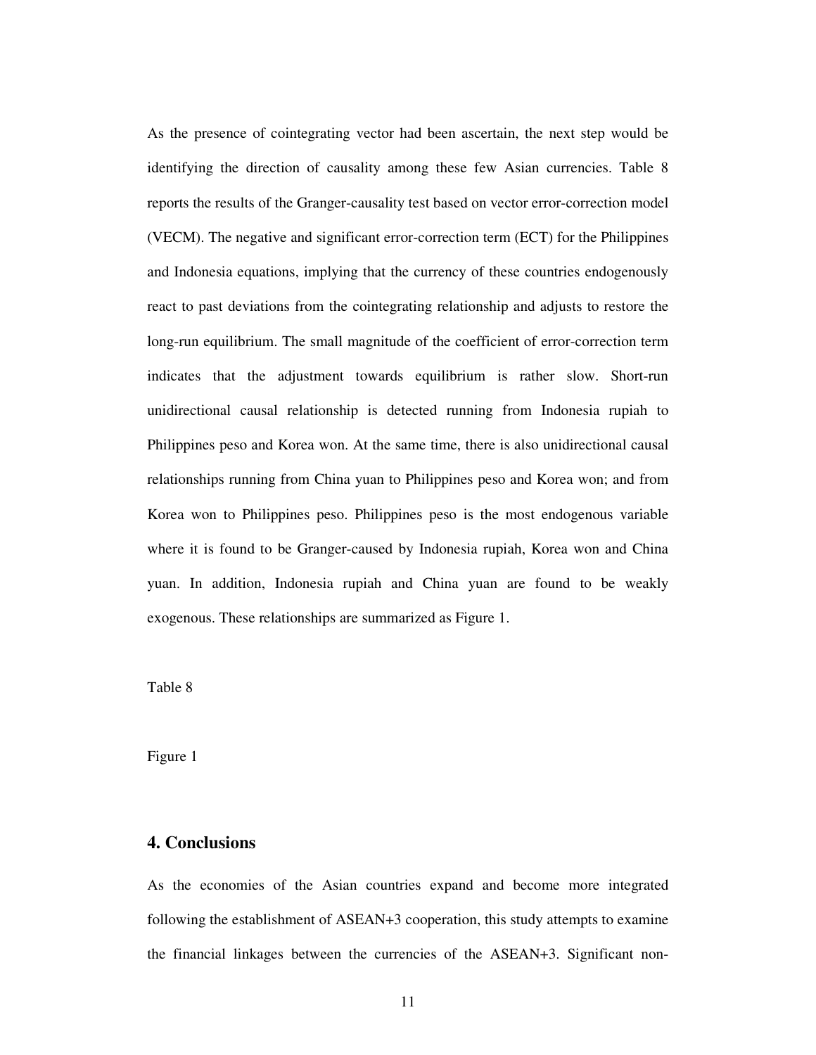As the presence of cointegrating vector had been ascertain, the next step would be identifying the direction of causality among these few Asian currencies. Table 8 reports the results of the Granger-causality test based on vector error-correction model (VECM). The negative and significant error-correction term (ECT) for the Philippines and Indonesia equations, implying that the currency of these countries endogenously react to past deviations from the cointegrating relationship and adjusts to restore the long-run equilibrium. The small magnitude of the coefficient of error-correction term indicates that the adjustment towards equilibrium is rather slow. Short-run unidirectional causal relationship is detected running from Indonesia rupiah to Philippines peso and Korea won. At the same time, there is also unidirectional causal relationships running from China yuan to Philippines peso and Korea won; and from Korea won to Philippines peso. Philippines peso is the most endogenous variable where it is found to be Granger-caused by Indonesia rupiah, Korea won and China yuan. In addition, Indonesia rupiah and China yuan are found to be weakly exogenous. These relationships are summarized as Figure 1.

Table 8

Figure 1

## 4. Conclusions

As the economies of the Asian countries expand and become more integrated following the establishment of ASEAN+3 cooperation, this study attempts to examine the financial linkages between the currencies of the ASEAN+3. Significant non-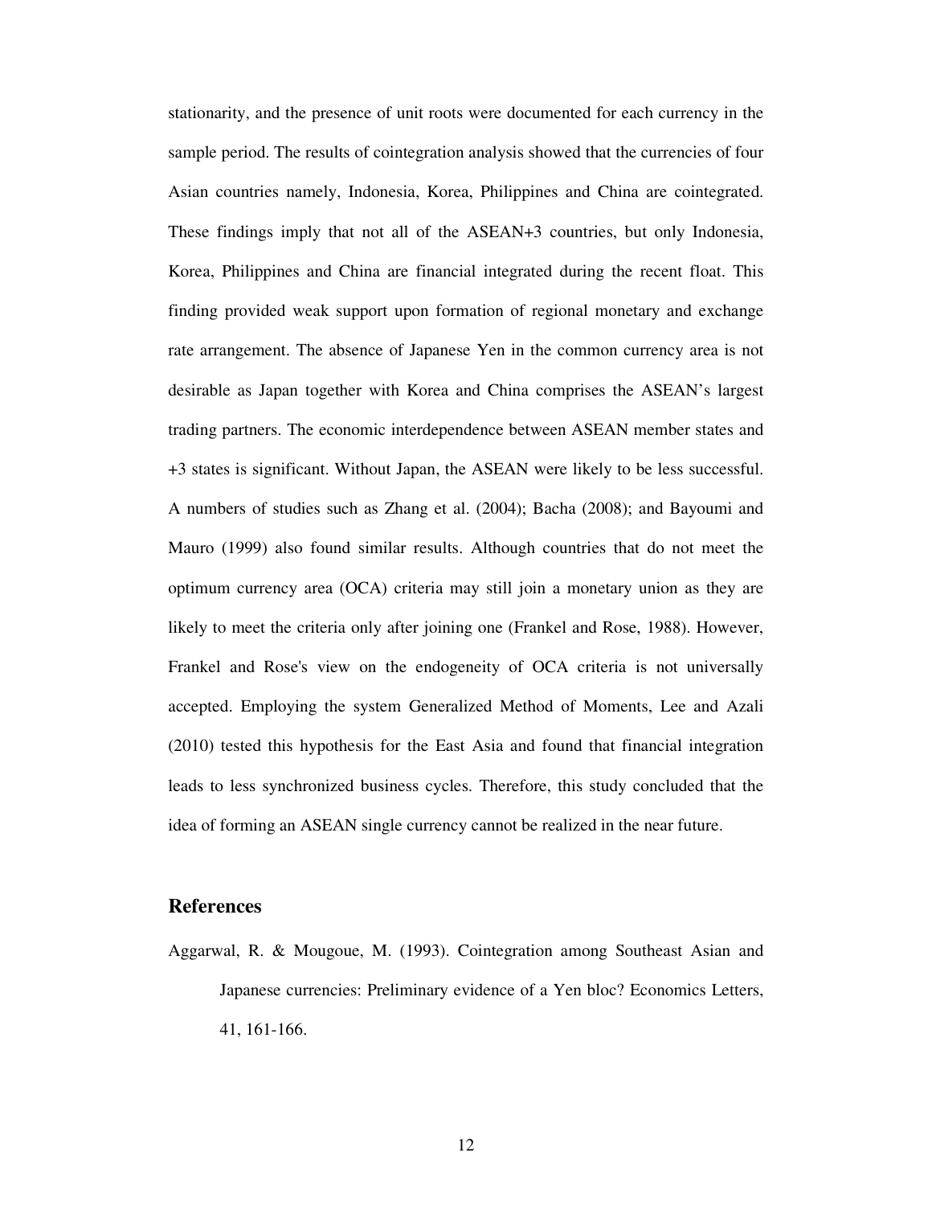stationarity, and the presence of unit roots were documented for each currency in the sample period. The results of cointegration analysis showed that the currencies of four Asian countries namely, Indonesia, Korea, Philippines and China are cointegrated. These findings imply that not all of the ASEAN+3 countries, but only Indonesia, Korea, Philippines and China are financial integrated during the recent float. This finding provided weak support upon formation of regional monetary and exchange rate arrangement. The absence of Japanese Yen in the common currency area is not desirable as Japan together with Korea and China comprises the ASEAN's largest trading partners. The economic interdependence between ASEAN member states and +3 states is significant. Without Japan, the ASEAN were likely to be less successful. A numbers of studies such as Zhang et al. (2004); Bacha (2008); and Bayoumi and Mauro (1999) also found similar results. Although countries that do not meet the optimum currency area (OCA) criteria may still join a monetary union as they are likely to meet the criteria only after joining one (Frankel and Rose, 1988). However, Frankel and Rose's view on the endogeneity of OCA criteria is not universally accepted. Employing the system Generalized Method of Moments, Lee and Azali (2010) tested this hypothesis for the East Asia and found that financial integration leads to less synchronized business cycles. Therefore, this study concluded that the idea of forming an ASEAN single currency cannot be realized in the near future.

## References

Aggarwal, R. & Mougoue, M. (1993). Cointegration among Southeast Asian and Japanese currencies: Preliminary evidence of a Yen bloc? Economics Letters, 41, 161-166.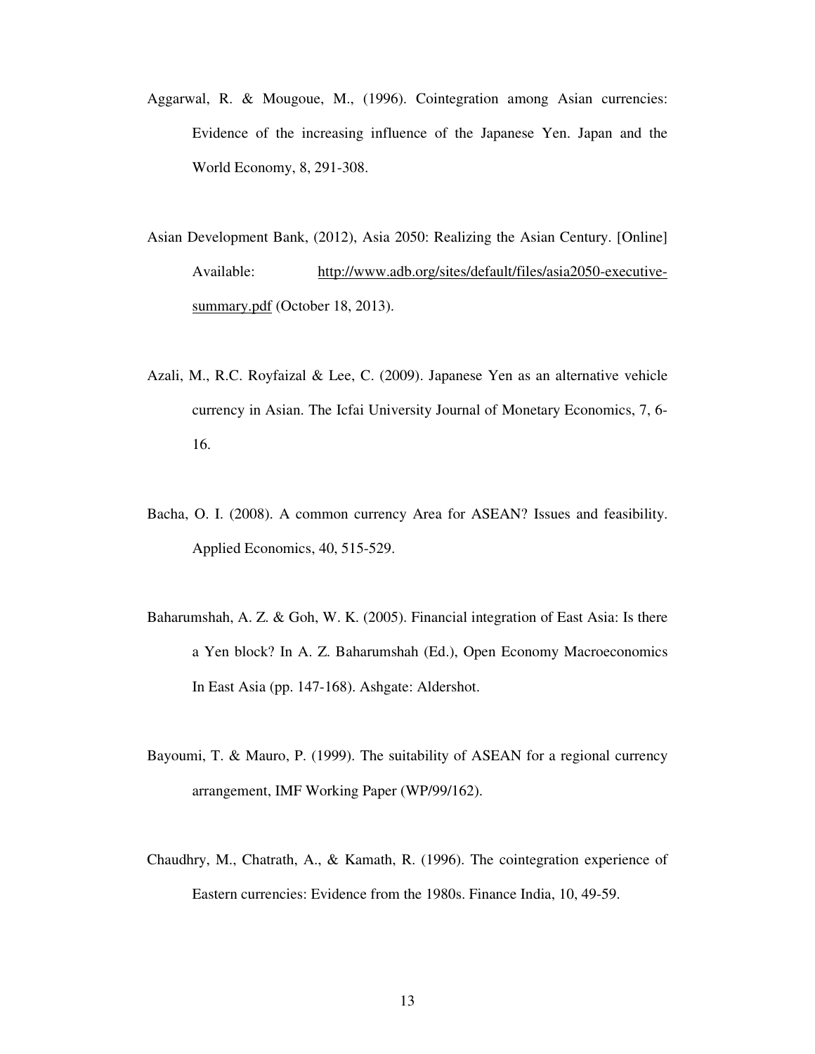Aggarwal, R. & Mougoue, M., (1996). Cointegration among Asian currencies: Evidence of the increasing influence of the Japanese Yen. Japan and the World Economy, 8, 291-308.

Asian Development Bank, (2012), Asia 2050: Realizing the Asian Century. [Online] Available: http://www.adb.org/sites/default/files/asia2050-executive-summary.pdf (October 18, 2013).

Azali, M., R.C. Royfaizal & Lee, C. (2009). Japanese Yen as an alternative vehicle currency in Asian. The Icfai University Journal of Monetary Economics, 7, 6-16.

Bacha, O. I. (2008). A common currency Area for ASEAN? Issues and feasibility. Applied Economics, 40, 515-529.

Baharumshah, A. Z. & Goh, W. K. (2005). Financial integration of East Asia: Is there a Yen block? In A. Z. Baharumshah (Ed.), Open Economy Macroeconomics In East Asia (pp. 147-168). Ashgate: Aldershot.

Bayoumi, T. & Mauro, P. (1999). The suitability of ASEAN for a regional currency arrangement, IMF Working Paper (WP/99/162).

Chaudhry, M., Chatrath, A., & Kamath, R. (1996). The cointegration experience of Eastern currencies: Evidence from the 1980s. Finance India, 10, 49-59.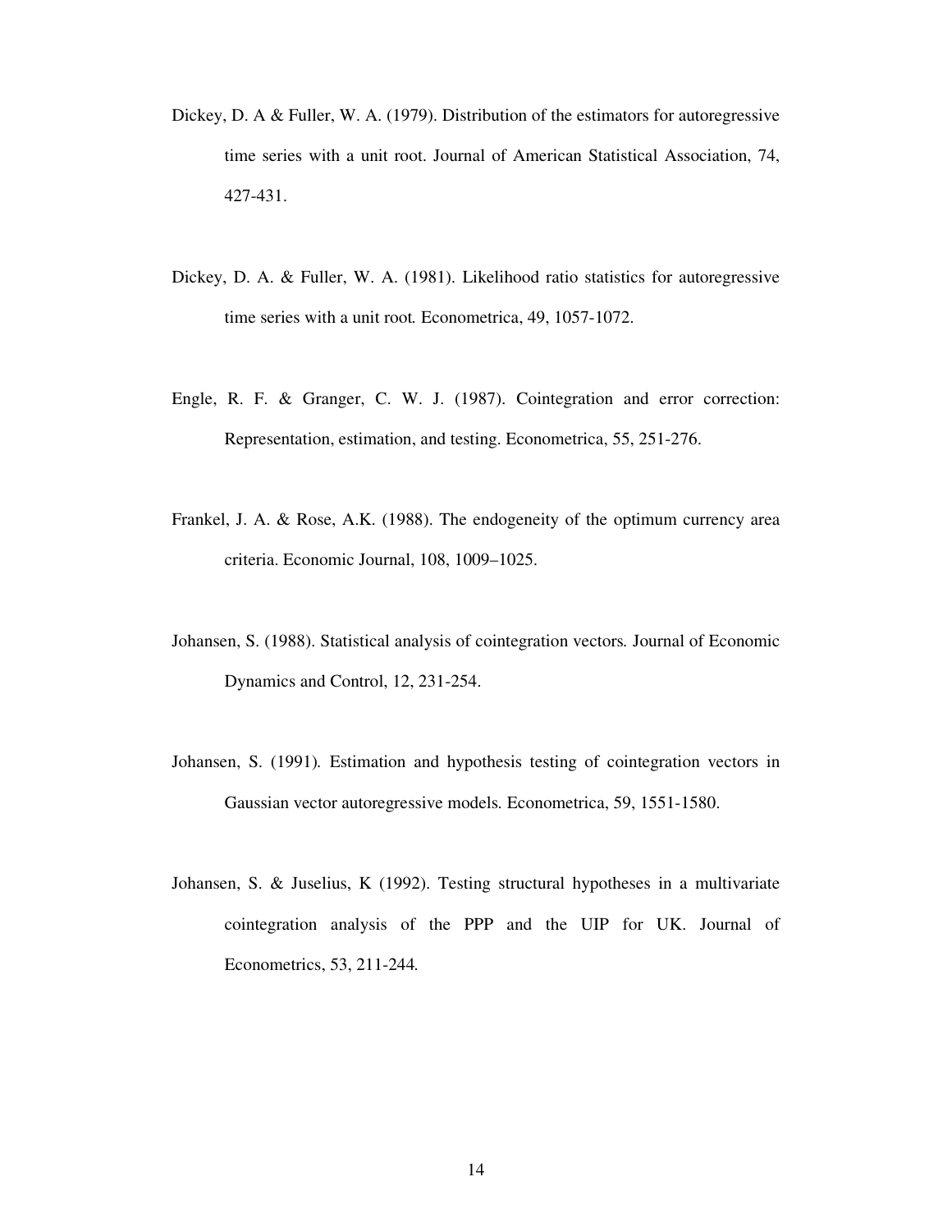Dickey, D. A & Fuller, W. A. (1979). Distribution of the estimators for autoregressive time series with a unit root. Journal of American Statistical Association, 74, 427-431.

Dickey, D. A. & Fuller, W. A. (1981). Likelihood ratio statistics for autoregressive time series with a unit root. Econometrica, 49, 1057-1072.

Engle, R. F. & Granger, C. W. J. (1987). Cointegration and error correction: Representation, estimation, and testing. Econometrica, 55, 251-276.

Frankel, J. A. & Rose, A.K. (1988). The endogeneity of the optimum currency area criteria. Economic Journal, 108, 1009–1025.

Johansen, S. (1988). Statistical analysis of cointegration vectors. Journal of Economic Dynamics and Control, 12, 231-254.

Johansen, S. (1991). Estimation and hypothesis testing of cointegration vectors in Gaussian vector autoregressive models. Econometrica, 59, 1551-1580.

Johansen, S. & Juselius, K (1992). Testing structural hypotheses in a multivariate cointegration analysis of the PPP and the UIP for UK. Journal of Econometrics, 53, 211-244.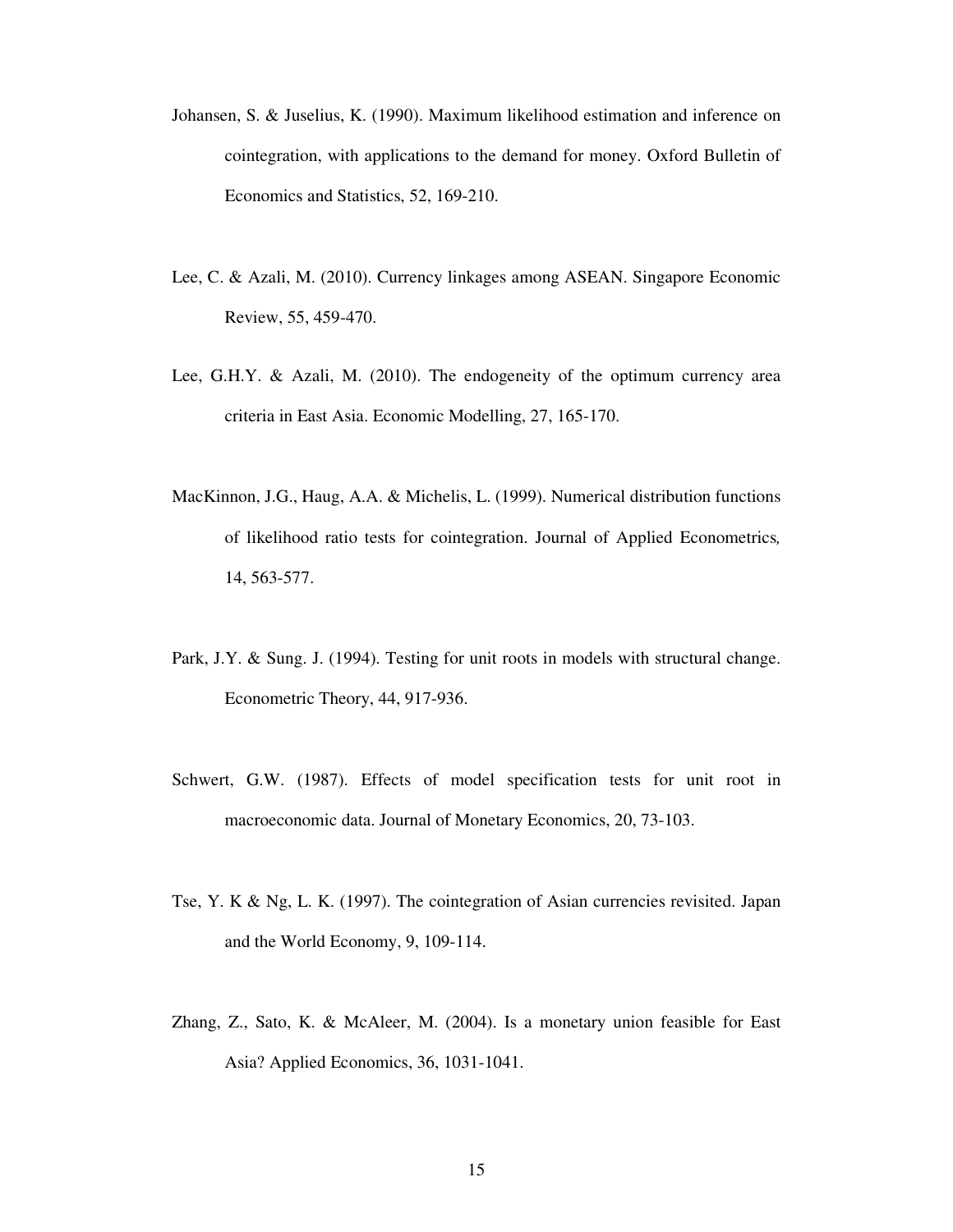Johansen, S. & Juselius, K. (1990). Maximum likelihood estimation and inference on cointegration, with applications to the demand for money. Oxford Bulletin of Economics and Statistics, 52, 169-210.

Lee, C. & Azali, M. (2010). Currency linkages among ASEAN. Singapore Economic Review, 55, 459-470.

Lee, G.H.Y. & Azali, M. (2010). The endogeneity of the optimum currency area criteria in East Asia. Economic Modelling, 27, 165-170.

MacKinnon, J.G., Haug, A.A. & Michelis, L. (1999). Numerical distribution functions of likelihood ratio tests for cointegration. Journal of Applied Econometrics, 14, 563-577.

Park, J.Y. & Sung. J. (1994). Testing for unit roots in models with structural change. Econometric Theory, 44, 917-936.

Schwert, G.W. (1987). Effects of model specification tests for unit root in macroeconomic data. Journal of Monetary Economics, 20, 73-103.

Tse, Y. K & Ng, L. K. (1997). The cointegration of Asian currencies revisited. Japan and the World Economy, 9, 109-114.

Zhang, Z., Sato, K. & McAleer, M. (2004). Is a monetary union feasible for East Asia? Applied Economics, 36, 1031-1041.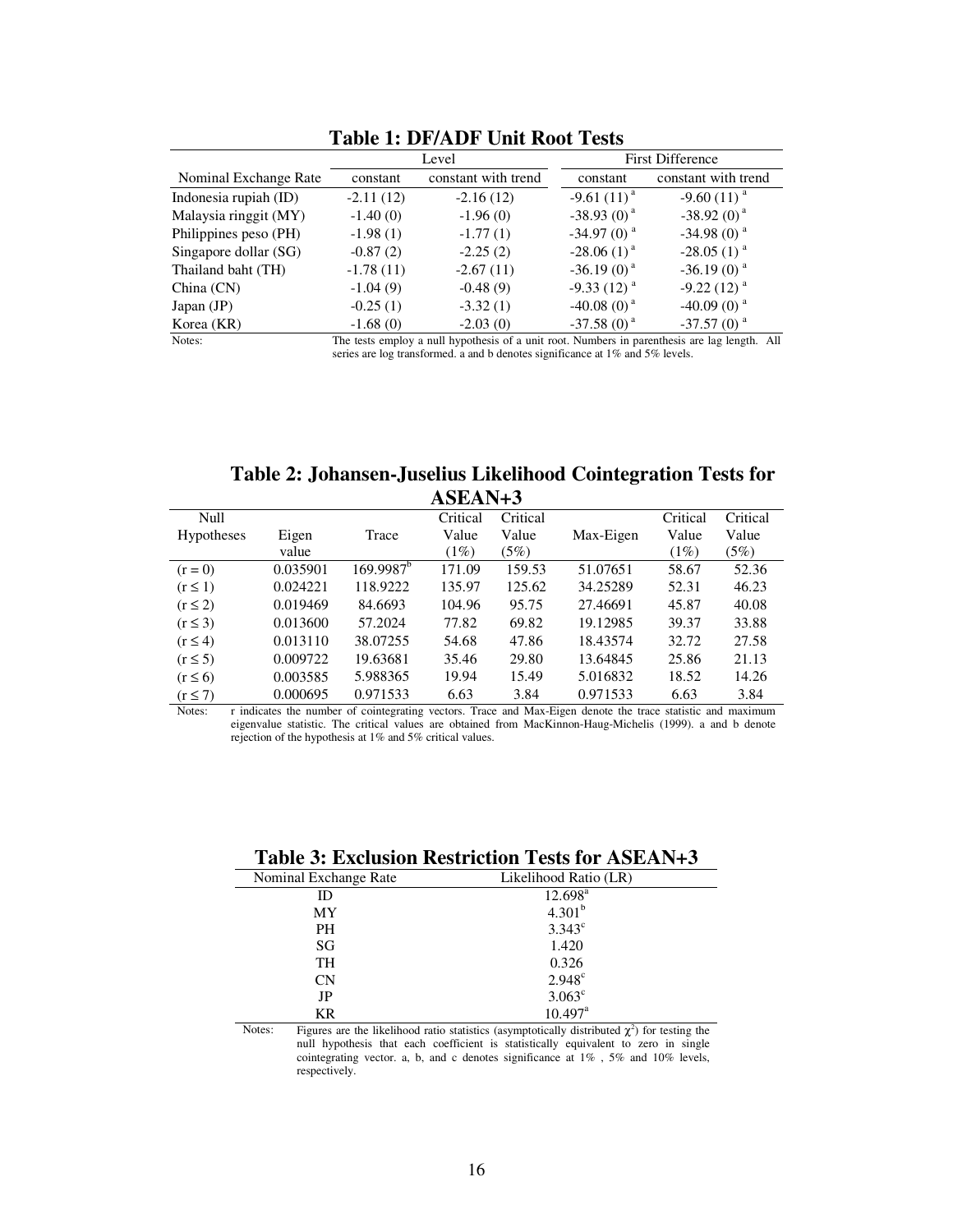**Table 1: DF/ADF Unit Root Tests**

| | Level | | First Difference | |
|---|---|---|---|---|
| Nominal Exchange Rate | constant | constant with trend | constant | constant with trend |
| Indonesia rupiah (ID) | -2.11 (12) | -2.16 (12) | -9.61 (11) [a] | -9.60 (11) [a] |
| Malaysia ringgit (MY) | -1.40 (0) | -1.96 (0) | -38.93 (0) [a] | -38.92 (0) [a] |
| Philippines peso (PH) | -1.98 (1) | -1.77 (1) | -34.97 (0) [a] | -34.98 (0) [a] |
| Singapore dollar (SG) | -0.87 (2) | -2.25 (2) | -28.06 (1) [a] | -28.05 (1) [a] |
| Thailand baht (TH) | -1.78 (11) | -2.67 (11) | -36.19 (0) [a] | -36.19 (0) [a] |
| China (CN) | -1.04 (9) | -0.48 (9) | -9.33 (12) [a] | -9.22 (12) [a] |
| Japan (JP) | -0.25 (1) | -3.32 (1) | -40.08 (0) [a] | -40.09 (0) [a] |
| Korea (KR) | -1.68 (0) | -2.03 (0) | -37.58 (0) [a] | -37.57 (0) [a] |

Notes: The tests employ a null hypothesis of a unit root. Numbers in parenthesis are lag length. All series are log transformed. a and b denotes significance at 1% and 5% levels.

**Table 2: Johansen-Juselius Likelihood Cointegration Tests for ASEAN+3**

| Null Hypotheses | Eigen value | Trace | Critical Value (1%) | Critical Value (5%) | Max-Eigen | Critical Value (1%) | Critical Value (5%) |
|---|---|---|---|---|---|---|---|
| $(r = 0)$ | 0.035901 | 169.9987[b] | 171.09 | 159.53 | 51.07651 | 58.67 | 52.36 |
| $(r \leq 1)$ | 0.024221 | 118.9222 | 135.97 | 125.62 | 34.25289 | 52.31 | 46.23 |
| $(r \leq 2)$ | 0.019469 | 84.6693 | 104.96 | 95.75 | 27.46691 | 45.87 | 40.08 |
| $(r \leq 3)$ | 0.013600 | 57.2024 | 77.82 | 69.82 | 19.12985 | 39.37 | 33.88 |
| $(r \leq 4)$ | 0.013110 | 38.07255 | 54.68 | 47.86 | 18.43574 | 32.72 | 27.58 |
| $(r \leq 5)$ | 0.009722 | 19.63681 | 35.46 | 29.80 | 13.64845 | 25.86 | 21.13 |
| $(r \leq 6)$ | 0.003585 | 5.988365 | 19.94 | 15.49 | 5.016832 | 18.52 | 14.26 |
| $(r \leq 7)$ | 0.000695 | 0.971533 | 6.63 | 3.84 | 0.971533 | 6.63 | 3.84 |

Notes: r indicates the number of cointegrating vectors. Trace and Max-Eigen denote the trace statistic and maximum eigenvalue statistic. The critical values are obtained from MacKinnon-Haug-Michelis (1999). a and b denote rejection of the hypothesis at 1% and 5% critical values.

**Table 3: Exclusion Restriction Tests for ASEAN+3**

| Nominal Exchange Rate | Likelihood Ratio (LR) |
|---|---|
| ID | 12.698[a] |
| MY | 4.301[b] |
| PH | 3.343[c] |
| SG | 1.420 |
| TH | 0.326 |
| CN | 2.948[c] |
| JP | 3.063[c] |
| KR | 10.497[a] |

Notes: Figures are the likelihood ratio statistics (asymptotically distributed $\chi^2$) for testing the null hypothesis that each coefficient is statistically equivalent to zero in single cointegrating vector. a, b, and c denotes significance at 1% , 5% and 10% levels, respectively.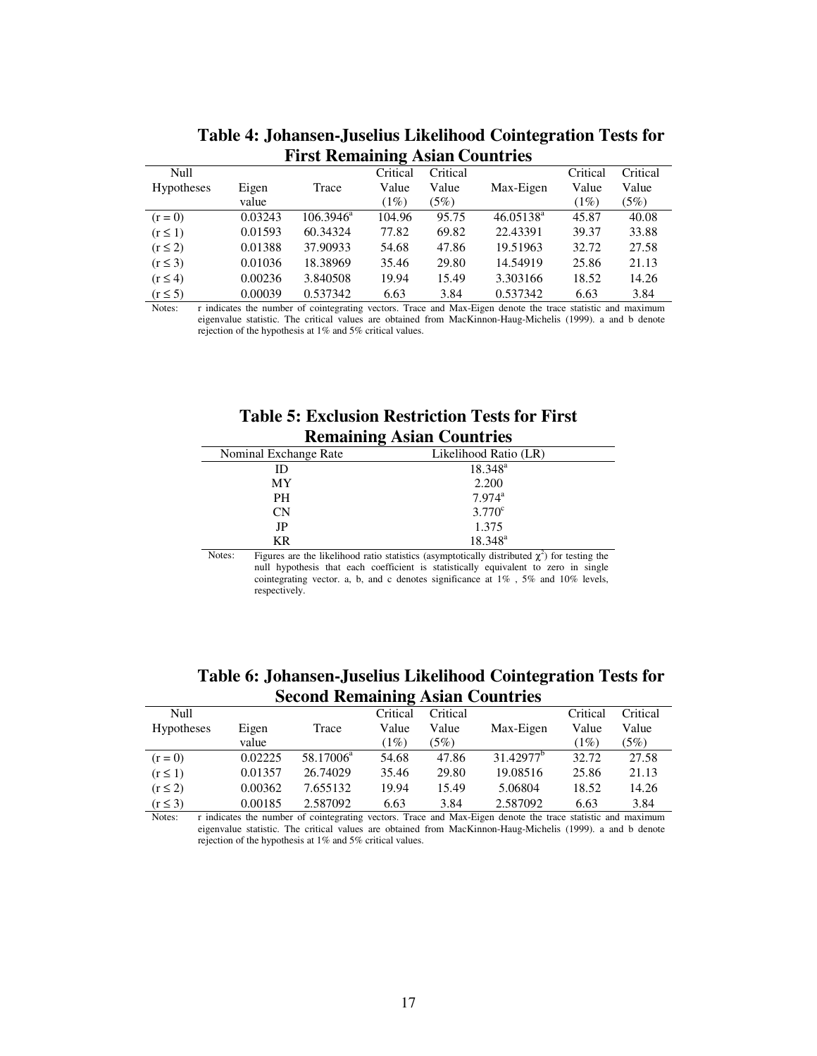## Table 4: Johansen-Juselius Likelihood Cointegration Tests for First Remaining Asian Countries

| Null Hypotheses | Eigen value | Trace | Critical Value (1%) | Critical Value (5%) | Max-Eigen | Critical Value (1%) | Critical Value (5%) |
|---|---|---|---|---|---|---|---|
| (r = 0) | 0.03243 | 106.3946[a] | 104.96 | 95.75 | 46.05138[a] | 45.87 | 40.08 |
| (r ≤ 1) | 0.01593 | 60.34324 | 77.82 | 69.82 | 22.43391 | 39.37 | 33.88 |
| (r ≤ 2) | 0.01388 | 37.90933 | 54.68 | 47.86 | 19.51963 | 32.72 | 27.58 |
| (r ≤ 3) | 0.01036 | 18.38969 | 35.46 | 29.80 | 14.54919 | 25.86 | 21.13 |
| (r ≤ 4) | 0.00236 | 3.840508 | 19.94 | 15.49 | 3.303166 | 18.52 | 14.26 |
| (r ≤ 5) | 0.00039 | 0.537342 | 6.63 | 3.84 | 0.537342 | 6.63 | 3.84 |

Notes: r indicates the number of cointegrating vectors. Trace and Max-Eigen denote the trace statistic and maximum eigenvalue statistic. The critical values are obtained from MacKinnon-Haug-Michelis (1999). a and b denote rejection of the hypothesis at 1% and 5% critical values.

## Table 5: Exclusion Restriction Tests for First Remaining Asian Countries

| Nominal Exchange Rate | Likelihood Ratio (LR) |
|---|---|
| ID | 18.348[a] |
| MY | 2.200 |
| PH | 7.974[a] |
| CN | 3.770[c] |
| JP | 1.375 |
| KR | 18.348[a] |

Notes: Figures are the likelihood ratio statistics (asymptotically distributed $\chi^2$) for testing the null hypothesis that each coefficient is statistically equivalent to zero in single cointegrating vector. a, b, and c denotes significance at 1% , 5% and 10% levels, respectively.

## Table 6: Johansen-Juselius Likelihood Cointegration Tests for Second Remaining Asian Countries

| Null Hypotheses | Eigen value | Trace | Critical Value (1%) | Critical Value (5%) | Max-Eigen | Critical Value (1%) | Critical Value (5%) |
|---|---|---|---|---|---|---|---|
| (r = 0) | 0.02225 | 58.17006[a] | 54.68 | 47.86 | 31.42977[b] | 32.72 | 27.58 |
| (r ≤ 1) | 0.01357 | 26.74029 | 35.46 | 29.80 | 19.08516 | 25.86 | 21.13 |
| (r ≤ 2) | 0.00362 | 7.655132 | 19.94 | 15.49 | 5.06804 | 18.52 | 14.26 |
| (r ≤ 3) | 0.00185 | 2.587092 | 6.63 | 3.84 | 2.587092 | 6.63 | 3.84 |

Notes: r indicates the number of cointegrating vectors. Trace and Max-Eigen denote the trace statistic and maximum eigenvalue statistic. The critical values are obtained from MacKinnon-Haug-Michelis (1999). a and b denote rejection of the hypothesis at 1% and 5% critical values.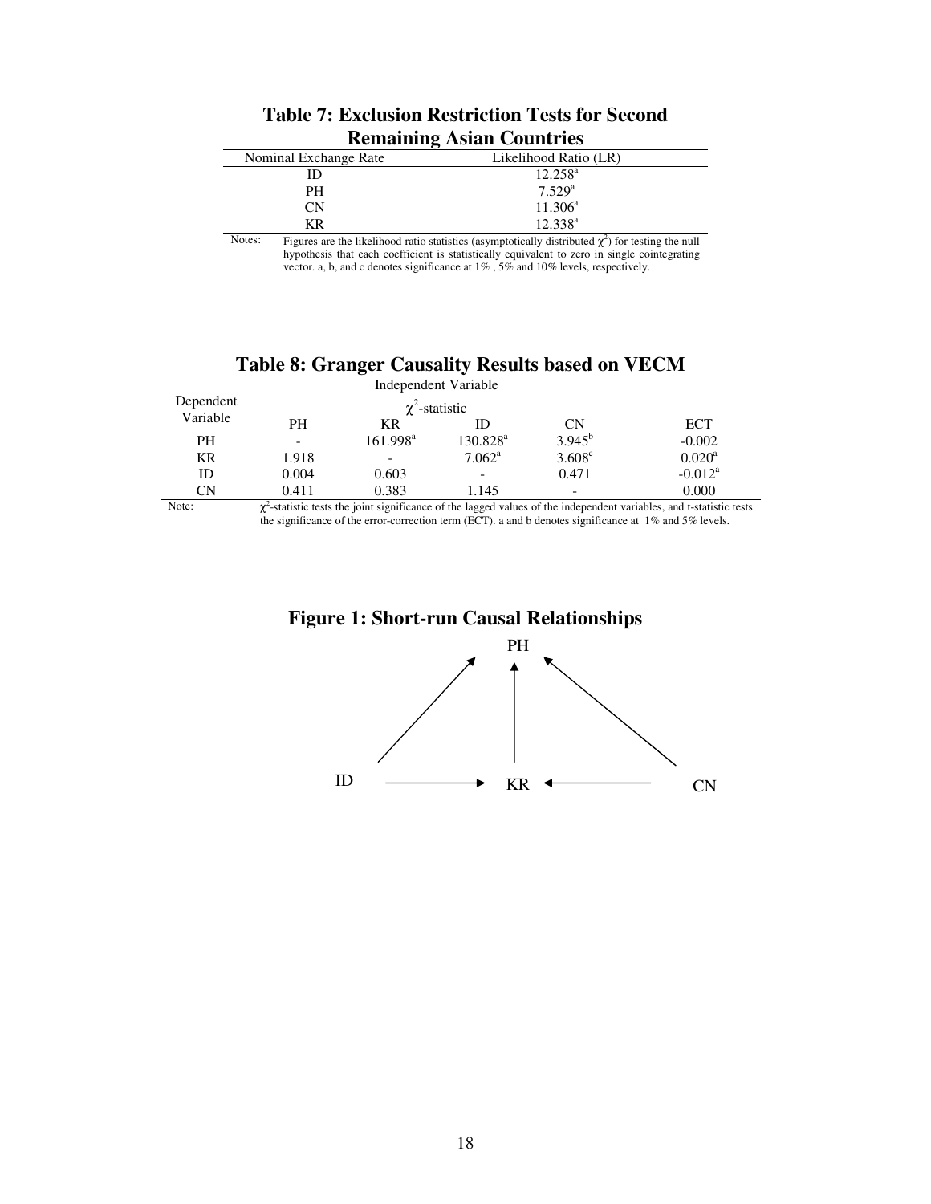**Table 7: Exclusion Restriction Tests for Second Remaining Asian Countries**

| Nominal Exchange Rate | Likelihood Ratio (LR) |
|---|---|
| ID | 12.258[a] |
| PH | 7.529[a] |
| CN | 11.306[a] |
| KR | 12.338[a] |

Notes: Figures are the likelihood ratio statistics (asymptotically distributed $\chi^2$) for testing the null hypothesis that each coefficient is statistically equivalent to zero in single cointegrating vector. a, b, and c denotes significance at 1% , 5% and 10% levels, respectively.

**Table 8: Granger Causality Results based on VECM**

| Dependent Variable | Independent Variable $\chi^2$-statistic | | | | |
|---|---|---|---|---|---|
| | PH | KR | ID | CN | ECT |
| PH | - | 161.998[a] | 130.828[a] | 3.945[b] | -0.002 |
| KR | 1.918 | - | 7.062[a] | 3.608[c] | 0.020[a] |
| ID | 0.004 | 0.603 | - | 0.471 | -0.012[a] |
| CN | 0.411 | 0.383 | 1.145 | - | 0.000 |

Note: $\chi^2$-statistic tests the joint significance of the lagged values of the independent variables, and t-statistic tests the significance of the error-correction term (ECT). a and b denotes significance at 1% and 5% levels.

**Figure 1: Short-run Causal Relationships**

PH

ID

KR

CN